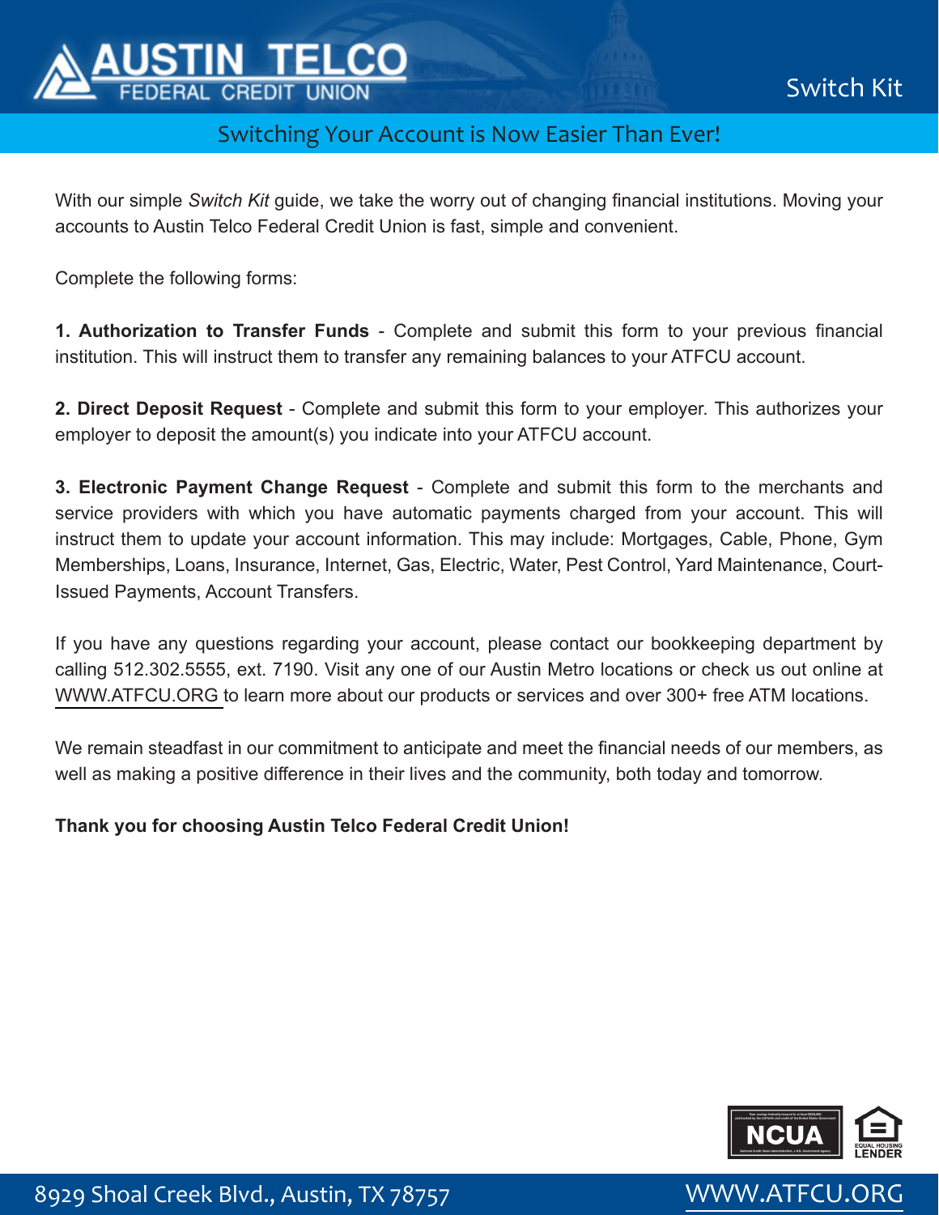# AUSTIN TELCO FEDERAL CREDIT UNION

## Switch Kit

### Switching Your Account is Now Easier Than Ever!

With our simple *Switch Kit* guide, we take the worry out of changing financial institutions. Moving your accounts to Austin Telco Federal Credit Union is fast, simple and convenient.

Complete the following forms:

**1. Authorization to Transfer Funds** - Complete and submit this form to your previous financial institution. This will instruct them to transfer any remaining balances to your ATFCU account.

**2. Direct Deposit Request** - Complete and submit this form to your employer. This authorizes your employer to deposit the amount(s) you indicate into your ATFCU account.

**3. Electronic Payment Change Request** - Complete and submit this form to the merchants and service providers with which you have automatic payments charged from your account. This will instruct them to update your account information. This may include: Mortgages, Cable, Phone, Gym Memberships, Loans, Insurance, Internet, Gas, Electric, Water, Pest Control, Yard Maintenance, Court-Issued Payments, Account Transfers.

If you have any questions regarding your account, please contact our bookkeeping department by calling 512.302.5555, ext. 7190. Visit any one of our Austin Metro locations or check us out online at WWW.ATFCU.ORG to learn more about our products or services and over 300+ free ATM locations.

We remain steadfast in our commitment to anticipate and meet the financial needs of our members, as well as making a positive difference in their lives and the community, both today and tomorrow.

**Thank you for choosing Austin Telco Federal Credit Union!**

NCUA — EQUAL HOUSING LENDER

8929 Shoal Creek Blvd., Austin, TX 78757 — WWW.ATFCU.ORG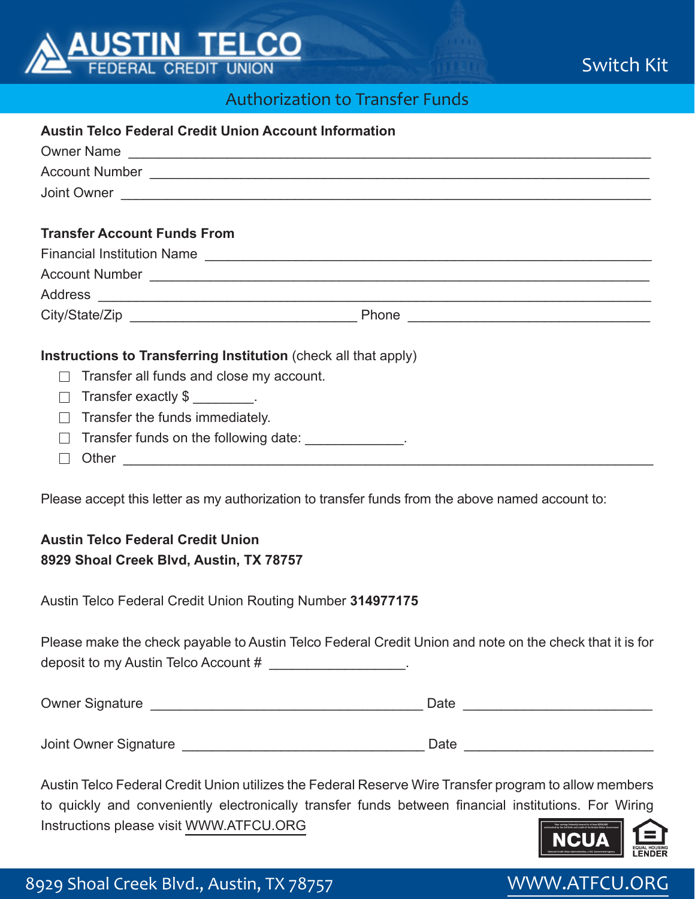# Switch Kit

## Authorization to Transfer Funds

**Austin Telco Federal Credit Union Account Information**

Owner Name ______________________________________________

Account Number ______________________________________________

Joint Owner ______________________________________________

**Transfer Account Funds From**

Financial Institution Name ______________________________________________

Account Number ______________________________________________

Address ______________________________________________

City/State/Zip ______________________________ Phone ______________________________

**Instructions to Transferring Institution** (check all that apply)

- ☐ Transfer all funds and close my account.
- ☐ Transfer exactly $ ________.
- ☐ Transfer the funds immediately.
- ☐ Transfer funds on the following date: _____________.
- ☐ Other ______________________________________________

Please accept this letter as my authorization to transfer funds from the above named account to:

**Austin Telco Federal Credit Union**
**8929 Shoal Creek Blvd, Austin, TX 78757**

Austin Telco Federal Credit Union Routing Number **314977175**

Please make the check payable to Austin Telco Federal Credit Union and note on the check that it is for deposit to my Austin Telco Account # __________________.

Owner Signature ______________________________ Date ____________________

Joint Owner Signature ______________________________ Date ____________________

Austin Telco Federal Credit Union utilizes the Federal Reserve Wire Transfer program to allow members to quickly and conveniently electronically transfer funds between financial institutions. For Wiring Instructions please visit WWW.ATFCU.ORG

NCUA

EQUAL HOUSING LENDER

8929 Shoal Creek Blvd., Austin, TX 78757 WWW.ATFCU.ORG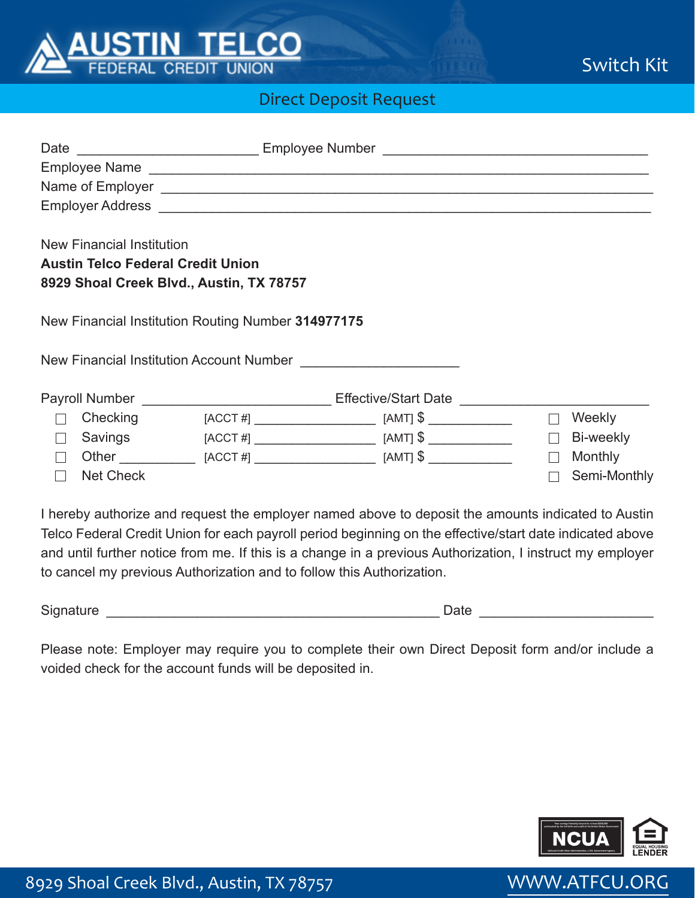# AUSTIN TELCO FEDERAL CREDIT UNION

## Switch Kit

## Direct Deposit Request

Date ________________________ Employee Number ___________________________________

Employee Name __________________________________________________________________

Name of Employer ________________________________________________________________

Employer Address ________________________________________________________________

New Financial Institution
**Austin Telco Federal Credit Union**
**8929 Shoal Creek Blvd., Austin, TX 78757**

New Financial Institution Routing Number **314977175**

New Financial Institution Account Number ____________________

Payroll Number ________________________ Effective/Start Date ________________________

| | | | |
|---|---|---|---|
| ☐ Checking | [ACCT #] ________________ | [AMT] $ ___________ | ☐ Weekly |
| ☐ Savings | [ACCT #] ________________ | [AMT] $ ___________ | ☐ Bi-weekly |
| ☐ Other __________ | [ACCT #] ________________ | [AMT] $ ___________ | ☐ Monthly |
| ☐ Net Check | | | ☐ Semi-Monthly |

I hereby authorize and request the employer named above to deposit the amounts indicated to Austin Telco Federal Credit Union for each payroll period beginning on the effective/start date indicated above and until further notice from me. If this is a change in a previous Authorization, I instruct my employer to cancel my previous Authorization and to follow this Authorization.

Signature ____________________________________________ Date ______________________

Please note: Employer may require you to complete their own Direct Deposit form and/or include a voided check for the account funds will be deposited in.

8929 Shoal Creek Blvd., Austin, TX 78757 WWW.ATFCU.ORG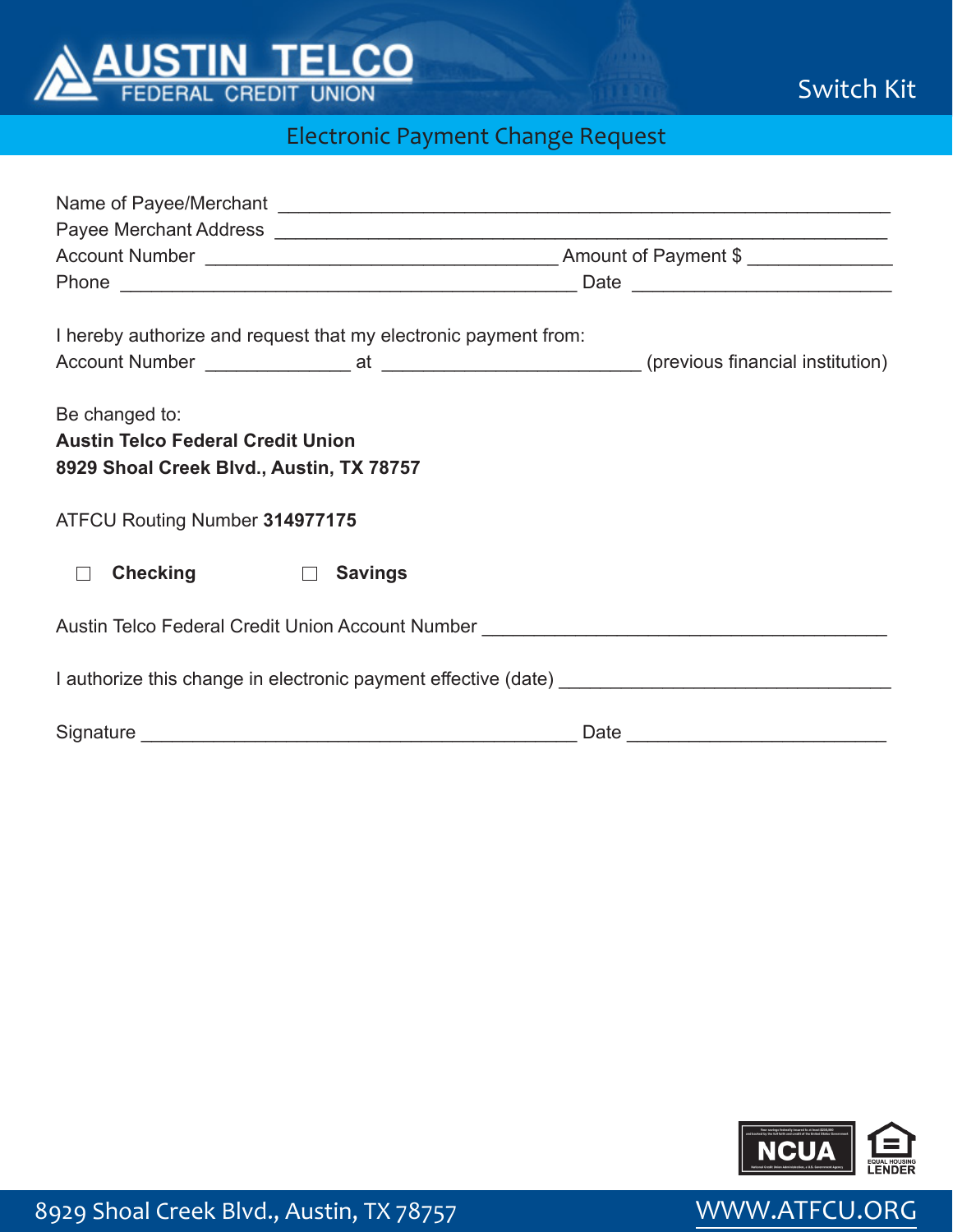# AUSTIN TELCO FEDERAL CREDIT UNION

Switch Kit

## Electronic Payment Change Request

Name of Payee/Merchant ____________________________________________________________

Payee Merchant Address ____________________________________________________________

Account Number ___________________________________ Amount of Payment $ ______________

Phone _____________________________________________ Date _________________________

I hereby authorize and request that my electronic payment from:

Account Number ______________ at _________________________ (previous financial institution)

Be changed to:

**Austin Telco Federal Credit Union**

**8929 Shoal Creek Blvd., Austin, TX 78757**

ATFCU Routing Number **314977175**

☐ **Checking** ☐ **Savings**

Austin Telco Federal Credit Union Account Number _______________________________________

I authorize this change in electronic payment effective (date) ________________________________

Signature __________________________________________ Date _________________________

NCUA

EQUAL HOUSING LENDER

8929 Shoal Creek Blvd., Austin, TX 78757

WWW.ATFCU.ORG